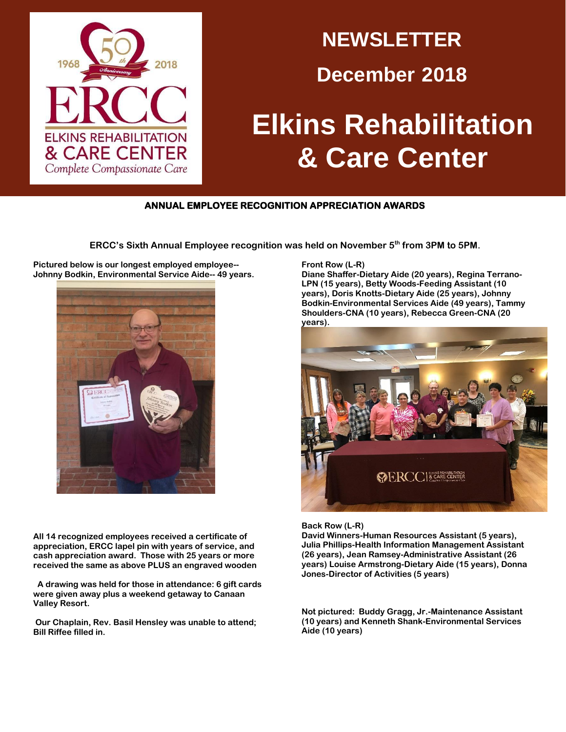# NEWSLETTER

## December 2018

# Elkins Rehabilitation & Care Center

**ANNUAL EMPLOYEE RECOGNITION APPRECIATION AWARDS**

**ERCC's Sixth Annual Employee recognition was held on November 5th from 3PM to 5PM.**

**Pictured below is our longest employed employee-- Johnny Bodkin, Environmental Service Aide-- 49 years.**

**All 14 recognized employees received a certificate of appreciation, ERCC lapel pin with years of service, and cash appreciation award. Those with 25 years or more received the same as above PLUS an engraved wooden**

**A drawing was held for those in attendance: 6 gift cards were given away plus a weekend getaway to Canaan Valley Resort.**

**Our Chaplain, Rev. Basil Hensley was unable to attend; Bill Riffee filled in.**

**Front Row (L-R)**
**Diane Shaffer-Dietary Aide (20 years), Regina Terrano-LPN (15 years), Betty Woods-Feeding Assistant (10 years), Doris Knotts-Dietary Aide (25 years), Johnny Bodkin-Environmental Services Aide (49 years), Tammy Shoulders-CNA (10 years), Rebecca Green-CNA (20 years).**

**Back Row (L-R)**
**David Winners-Human Resources Assistant (5 years), Julia Phillips-Health Information Management Assistant (26 years), Jean Ramsey-Administrative Assistant (26 years) Louise Armstrong-Dietary Aide (15 years), Donna Jones-Director of Activities (5 years)**

**Not pictured: Buddy Gragg, Jr.-Maintenance Assistant (10 years) and Kenneth Shank-Environmental Services Aide (10 years)**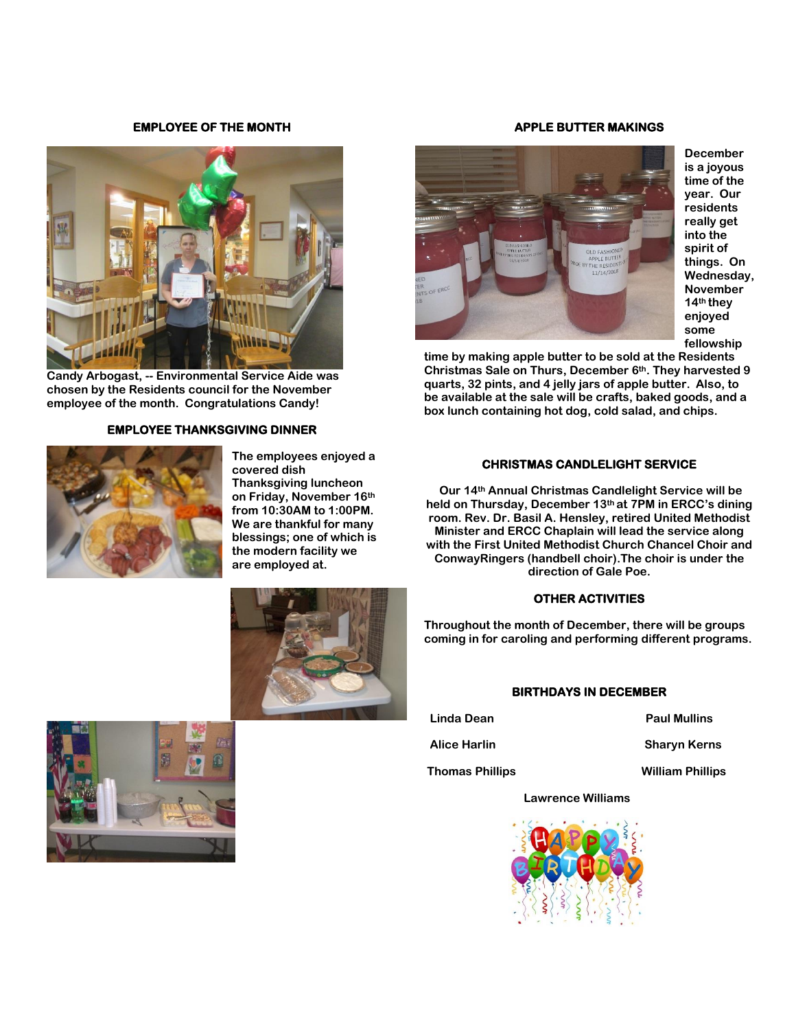## EMPLOYEE OF THE MONTH

**Candy Arbogast, -- Environmental Service Aide was chosen by the Residents council for the November employee of the month. Congratulations Candy!**

## EMPLOYEE THANKSGIVING DINNER

**The employees enjoyed a covered dish Thanksgiving luncheon on Friday, November 16th from 10:30AM to 1:00PM. We are thankful for many blessings; one of which is the modern facility we are employed at.**

## APPLE BUTTER MAKINGS

**December is a joyous time of the year. Our residents really get into the spirit of things. On Wednesday, November 14th they enjoyed some fellowship time by making apple butter to be sold at the Residents Christmas Sale on Thurs, December 6th. They harvested 9 quarts, 32 pints, and 4 jelly jars of apple butter. Also, to be available at the sale will be crafts, baked goods, and a box lunch containing hot dog, cold salad, and chips.**

## CHRISTMAS CANDLELIGHT SERVICE

**Our 14th Annual Christmas Candlelight Service will be held on Thursday, December 13th at 7PM in ERCC's dining room. Rev. Dr. Basil A. Hensley, retired United Methodist Minister and ERCC Chaplain will lead the service along with the First United Methodist Church Chancel Choir and ConwayRingers (handbell choir).The choir is under the direction of Gale Poe.**

## OTHER ACTIVITIES

**Throughout the month of December, there will be groups coming in for caroling and performing different programs.**

## BIRTHDAYS IN DECEMBER

**Linda Dean**
**Paul Mullins**
**Alice Harlin**
**Sharyn Kerns**
**Thomas Phillips**
**William Phillips**
**Lawrence Williams**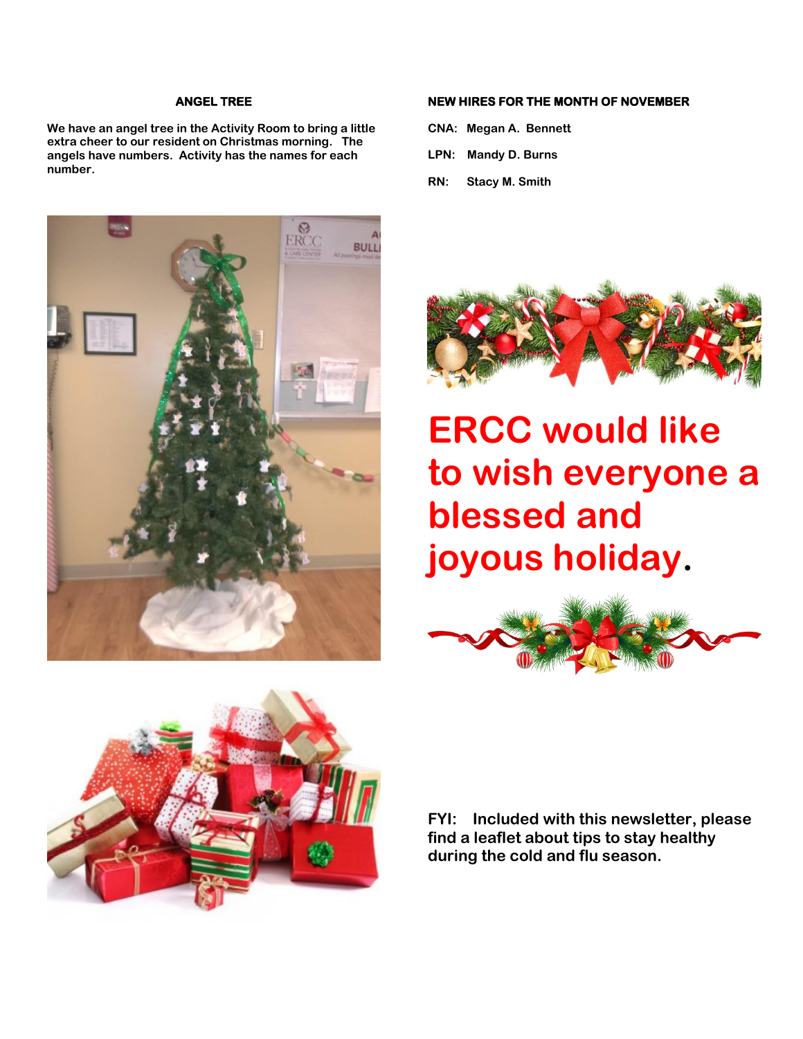## ANGEL TREE

**We have an angel tree in the Activity Room to bring a little extra cheer to our resident on Christmas morning. The angels have numbers. Activity has the names for each number.**

## NEW HIRES FOR THE MONTH OF NOVEMBER

**CNA: Megan A. Bennett**

**LPN: Mandy D. Burns**

**RN: Stacy M. Smith**

# ERCC would like to wish everyone a blessed and joyous holiday.

**FYI: Included with this newsletter, please find a leaflet about tips to stay healthy during the cold and flu season.**